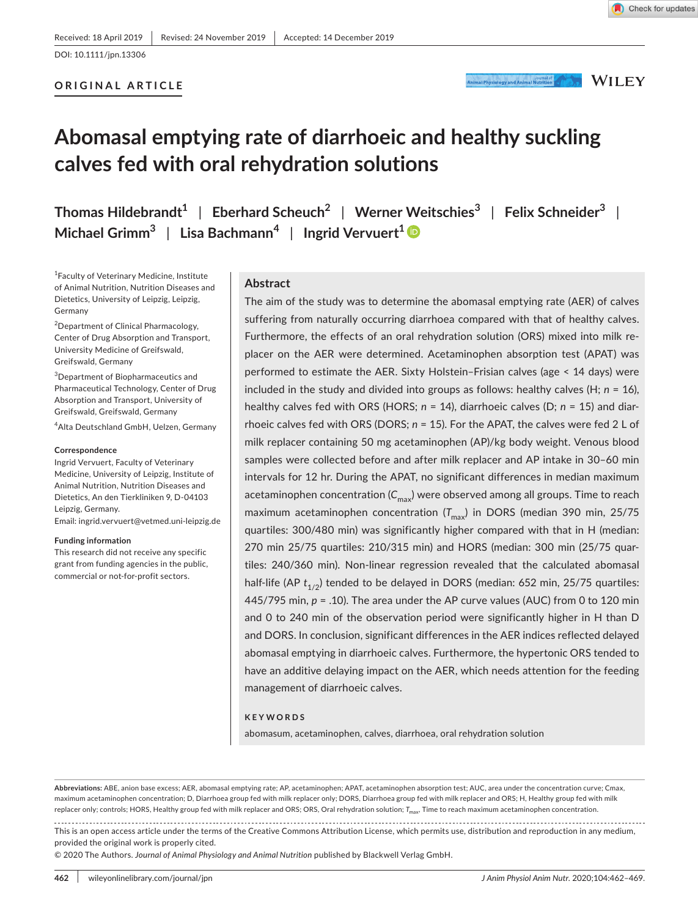Received: 18 April 2019 | Revised: 24 November 2019 | Accepted: 14 December 2019

DOI: 10.1111/jpn.13306

**ORIGINAL ARTICLE**

# Abomasal emptying rate of diarrhoeic and healthy suckling calves fed with oral rehydration solutions

**Thomas Hildebrandt[1] | Eberhard Scheuch[2] | Werner Weitschies[3] | Felix Schneider[3] | Michael Grimm[3] | Lisa Bachmann[4] | Ingrid Vervuert[1]**

[1]Faculty of Veterinary Medicine, Institute of Animal Nutrition, Nutrition Diseases and Dietetics, University of Leipzig, Leipzig, Germany

[2]Department of Clinical Pharmacology, Center of Drug Absorption and Transport, University Medicine of Greifswald, Greifswald, Germany

[3]Department of Biopharmaceutics and Pharmaceutical Technology, Center of Drug Absorption and Transport, University of Greifswald, Greifswald, Germany

[4]Alta Deutschland GmbH, Uelzen, Germany

**Correspondence**
Ingrid Vervuert, Faculty of Veterinary Medicine, University of Leipzig, Institute of Animal Nutrition, Nutrition Diseases and Dietetics, An den Tierkliniken 9, D-04103 Leipzig, Germany.
Email: ingrid.vervuert@vetmed.uni-leipzig.de

**Funding information**
This research did not receive any specific grant from funding agencies in the public, commercial or not-for-profit sectors.

## Abstract

The aim of the study was to determine the abomasal emptying rate (AER) of calves suffering from naturally occurring diarrhoea compared with that of healthy calves. Furthermore, the effects of an oral rehydration solution (ORS) mixed into milk replacer on the AER were determined. Acetaminophen absorption test (APAT) was performed to estimate the AER. Sixty Holstein–Frisian calves (age < 14 days) were included in the study and divided into groups as follows: healthy calves (H; *n* = 16), healthy calves fed with ORS (HORS; *n* = 14), diarrhoeic calves (D; *n* = 15) and diarrhoeic calves fed with ORS (DORS; *n* = 15). For the APAT, the calves were fed 2 L of milk replacer containing 50 mg acetaminophen (AP)/kg body weight. Venous blood samples were collected before and after milk replacer and AP intake in 30–60 min intervals for 12 hr. During the APAT, no significant differences in median maximum acetaminophen concentration ($C_{max}$) were observed among all groups. Time to reach maximum acetaminophen concentration ($T_{max}$) in DORS (median 390 min, 25/75 quartiles: 300/480 min) was significantly higher compared with that in H (median: 270 min 25/75 quartiles: 210/315 min) and HORS (median: 300 min (25/75 quartiles: 240/360 min). Non-linear regression revealed that the calculated abomasal half-life (AP $t_{1/2}$) tended to be delayed in DORS (median: 652 min, 25/75 quartiles: 445/795 min, $p$ = .10). The area under the AP curve values (AUC) from 0 to 120 min and 0 to 240 min of the observation period were significantly higher in H than D and DORS. In conclusion, significant differences in the AER indices reflected delayed abomasal emptying in diarrhoeic calves. Furthermore, the hypertonic ORS tended to have an additive delaying impact on the AER, which needs attention for the feeding management of diarrhoeic calves.

**KEYWORDS**

abomasum, acetaminophen, calves, diarrhoea, oral rehydration solution

**Abbreviations:** ABE, anion base excess; AER, abomasal emptying rate; AP, acetaminophen; APAT, acetaminophen absorption test; AUC, area under the concentration curve; Cmax, maximum acetaminophen concentration; D, Diarrhoea group fed with milk replacer only; DORS, Diarrhoea group fed with milk replacer and ORS; H, Healthy group fed with milk replacer only; controls; HORS, Healthy group fed with milk replacer and ORS; ORS, Oral rehydration solution; $T_{max}$, Time to reach maximum acetaminophen concentration.

This is an open access article under the terms of the Creative Commons Attribution License, which permits use, distribution and reproduction in any medium, provided the original work is properly cited.
© 2020 The Authors. *Journal of Animal Physiology and Animal Nutrition* published by Blackwell Verlag GmbH.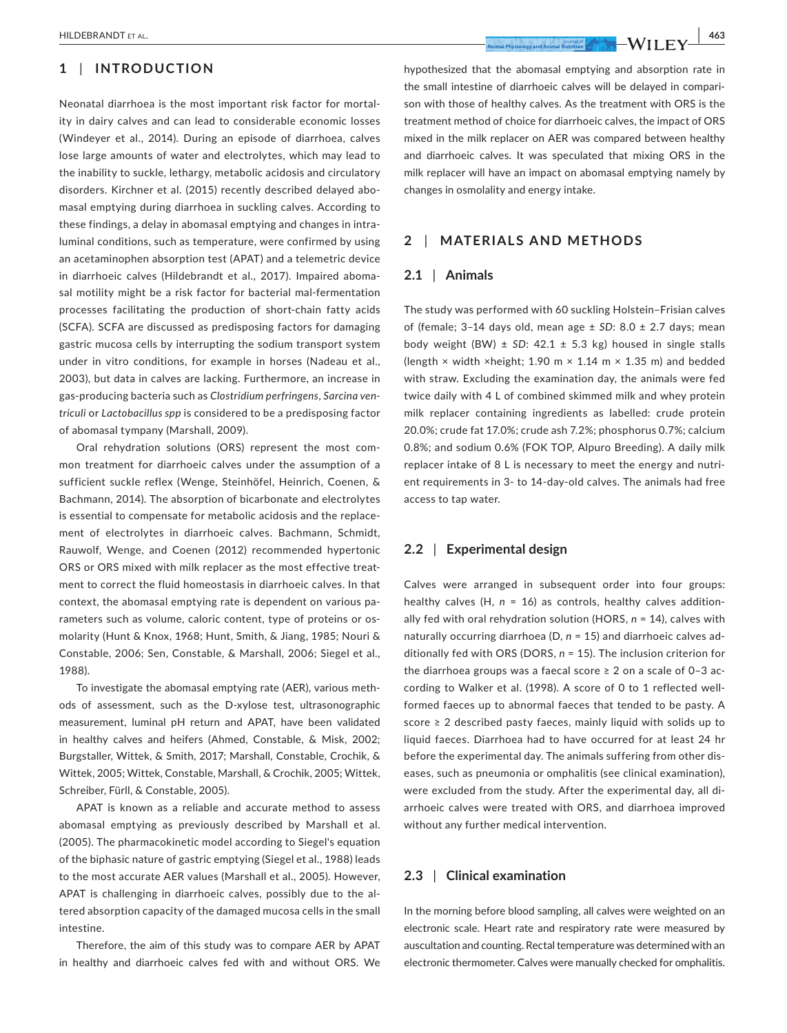## 1 | INTRODUCTION

Neonatal diarrhoea is the most important risk factor for mortality in dairy calves and can lead to considerable economic losses (Windeyer et al., 2014). During an episode of diarrhoea, calves lose large amounts of water and electrolytes, which may lead to the inability to suckle, lethargy, metabolic acidosis and circulatory disorders. Kirchner et al. (2015) recently described delayed abomasal emptying during diarrhoea in suckling calves. According to these findings, a delay in abomasal emptying and changes in intraluminal conditions, such as temperature, were confirmed by using an acetaminophen absorption test (APAT) and a telemetric device in diarrhoeic calves (Hildebrandt et al., 2017). Impaired abomasal motility might be a risk factor for bacterial mal-fermentation processes facilitating the production of short-chain fatty acids (SCFA). SCFA are discussed as predisposing factors for damaging gastric mucosa cells by interrupting the sodium transport system under in vitro conditions, for example in horses (Nadeau et al., 2003), but data in calves are lacking. Furthermore, an increase in gas-producing bacteria such as *Clostridium perfringens*, *Sarcina ventriculi* or *Lactobacillus spp* is considered to be a predisposing factor of abomasal tympany (Marshall, 2009).

Oral rehydration solutions (ORS) represent the most common treatment for diarrhoeic calves under the assumption of a sufficient suckle reflex (Wenge, Steinhöfel, Heinrich, Coenen, & Bachmann, 2014). The absorption of bicarbonate and electrolytes is essential to compensate for metabolic acidosis and the replacement of electrolytes in diarrhoeic calves. Bachmann, Schmidt, Rauwolf, Wenge, and Coenen (2012) recommended hypertonic ORS or ORS mixed with milk replacer as the most effective treatment to correct the fluid homeostasis in diarrhoeic calves. In that context, the abomasal emptying rate is dependent on various parameters such as volume, caloric content, type of proteins or osmolarity (Hunt & Knox, 1968; Hunt, Smith, & Jiang, 1985; Nouri & Constable, 2006; Sen, Constable, & Marshall, 2006; Siegel et al., 1988).

To investigate the abomasal emptying rate (AER), various methods of assessment, such as the D-xylose test, ultrasonographic measurement, luminal pH return and APAT, have been validated in healthy calves and heifers (Ahmed, Constable, & Misk, 2002; Burgstaller, Wittek, & Smith, 2017; Marshall, Constable, Crochik, & Wittek, 2005; Wittek, Constable, Marshall, & Crochik, 2005; Wittek, Schreiber, Fürll, & Constable, 2005).

APAT is known as a reliable and accurate method to assess abomasal emptying as previously described by Marshall et al. (2005). The pharmacokinetic model according to Siegel's equation of the biphasic nature of gastric emptying (Siegel et al., 1988) leads to the most accurate AER values (Marshall et al., 2005). However, APAT is challenging in diarrhoeic calves, possibly due to the altered absorption capacity of the damaged mucosa cells in the small intestine.

Therefore, the aim of this study was to compare AER by APAT in healthy and diarrhoeic calves fed with and without ORS. We hypothesized that the abomasal emptying and absorption rate in the small intestine of diarrhoeic calves will be delayed in comparison with those of healthy calves. As the treatment with ORS is the treatment method of choice for diarrhoeic calves, the impact of ORS mixed in the milk replacer on AER was compared between healthy and diarrhoeic calves. It was speculated that mixing ORS in the milk replacer will have an impact on abomasal emptying namely by changes in osmolality and energy intake.

## 2 | MATERIALS AND METHODS

### 2.1 | Animals

The study was performed with 60 suckling Holstein–Frisian calves of (female; 3–14 days old, mean age ± *SD*: 8.0 ± 2.7 days; mean body weight (BW) ± *SD*: 42.1 ± 5.3 kg) housed in single stalls (length × width ×height; 1.90 m × 1.14 m × 1.35 m) and bedded with straw. Excluding the examination day, the animals were fed twice daily with 4 L of combined skimmed milk and whey protein milk replacer containing ingredients as labelled: crude protein 20.0%; crude fat 17.0%; crude ash 7.2%; phosphorus 0.7%; calcium 0.8%; and sodium 0.6% (FOK TOP, Alpuro Breeding). A daily milk replacer intake of 8 L is necessary to meet the energy and nutrient requirements in 3- to 14-day-old calves. The animals had free access to tap water.

### 2.2 | Experimental design

Calves were arranged in subsequent order into four groups: healthy calves (H, $n$ = 16) as controls, healthy calves additionally fed with oral rehydration solution (HORS, $n$ = 14), calves with naturally occurring diarrhoea (D, $n$ = 15) and diarrhoeic calves additionally fed with ORS (DORS, $n$ = 15). The inclusion criterion for the diarrhoea groups was a faecal score ≥ 2 on a scale of 0–3 according to Walker et al. (1998). A score of 0 to 1 reflected well-formed faeces up to abnormal faeces that tended to be pasty. A score ≥ 2 described pasty faeces, mainly liquid with solids up to liquid faeces. Diarrhoea had to have occurred for at least 24 hr before the experimental day. The animals suffering from other diseases, such as pneumonia or omphalitis (see clinical examination), were excluded from the study. After the experimental day, all diarrhoeic calves were treated with ORS, and diarrhoea improved without any further medical intervention.

### 2.3 | Clinical examination

In the morning before blood sampling, all calves were weighted on an electronic scale. Heart rate and respiratory rate were measured by auscultation and counting. Rectal temperature was determined with an electronic thermometer. Calves were manually checked for omphalitis.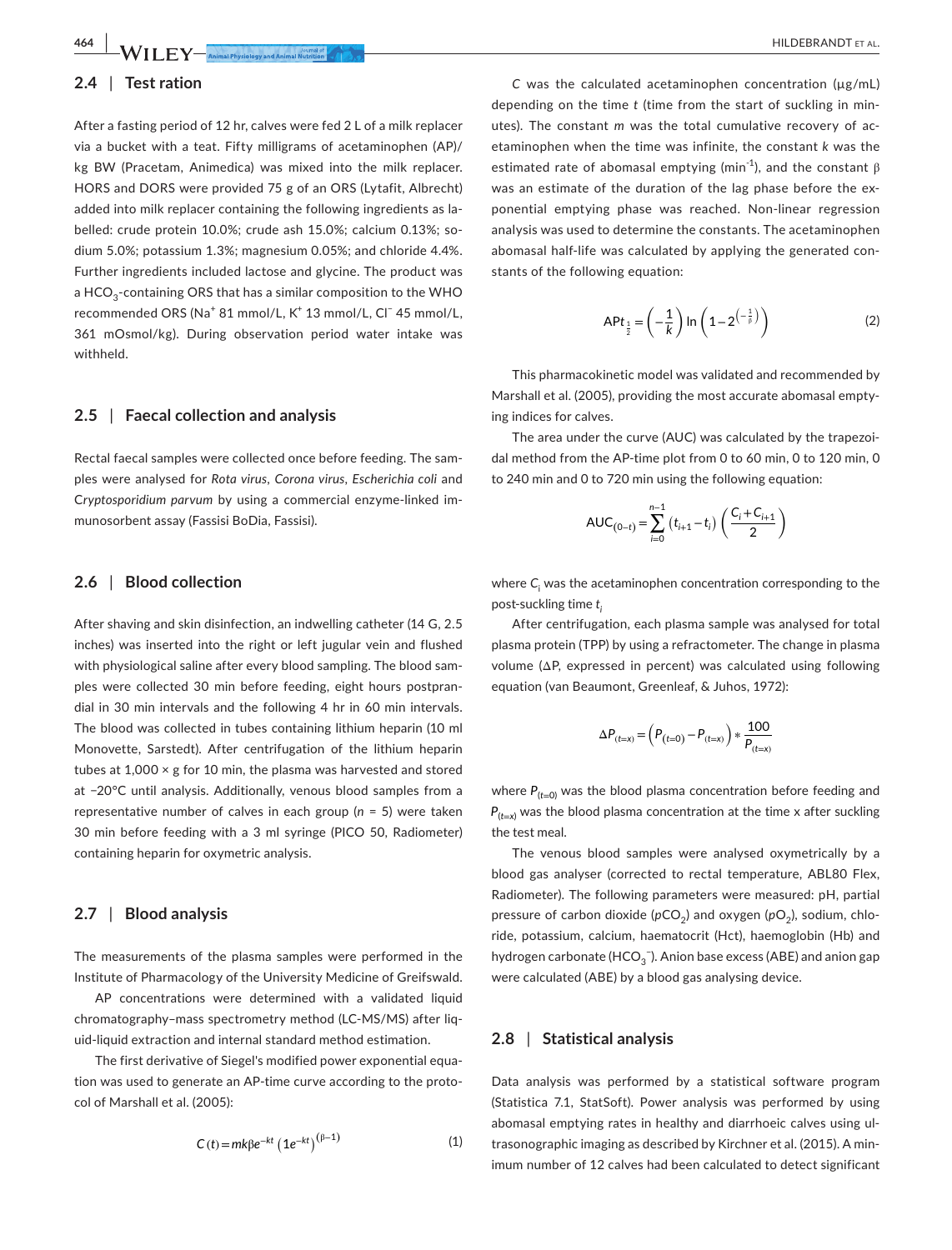## 2.4 | Test ration

After a fasting period of 12 hr, calves were fed 2 L of a milk replacer via a bucket with a teat. Fifty milligrams of acetaminophen (AP)/kg BW (Pracetam, Animedica) was mixed into the milk replacer. HORS and DORS were provided 75 g of an ORS (Lytafit, Albrecht) added into milk replacer containing the following ingredients as labelled: crude protein 10.0%; crude ash 15.0%; calcium 0.13%; sodium 5.0%; potassium 1.3%; magnesium 0.05%; and chloride 4.4%. Further ingredients included lactose and glycine. The product was a $HCO_3$-containing ORS that has a similar composition to the WHO recommended ORS ($Na^+$ 81 mmol/L, $K^+$ 13 mmol/L, $Cl^-$ 45 mmol/L, 361 mOsmol/kg). During observation period water intake was withheld.

## 2.5 | Faecal collection and analysis

Rectal faecal samples were collected once before feeding. The samples were analysed for *Rota virus*, *Corona virus*, *Escherichia coli* and *Cryptosporidium parvum* by using a commercial enzyme-linked immunosorbent assay (Fassisi BoDia, Fassisi).

## 2.6 | Blood collection

After shaving and skin disinfection, an indwelling catheter (14 G, 2.5 inches) was inserted into the right or left jugular vein and flushed with physiological saline after every blood sampling. The blood samples were collected 30 min before feeding, eight hours postprandial in 30 min intervals and the following 4 hr in 60 min intervals. The blood was collected in tubes containing lithium heparin (10 ml Monovette, Sarstedt). After centrifugation of the lithium heparin tubes at 1,000 × g for 10 min, the plasma was harvested and stored at −20°C until analysis. Additionally, venous blood samples from a representative number of calves in each group ($n$ = 5) were taken 30 min before feeding with a 3 ml syringe (PICO 50, Radiometer) containing heparin for oxymetric analysis.

## 2.7 | Blood analysis

The measurements of the plasma samples were performed in the Institute of Pharmacology of the University Medicine of Greifswald.

AP concentrations were determined with a validated liquid chromatography–mass spectrometry method (LC-MS/MS) after liquid-liquid extraction and internal standard method estimation.

The first derivative of Siegel's modified power exponential equation was used to generate an AP-time curve according to the protocol of Marshall et al. (2005):

$$C(t) = mk\beta e^{-kt}\left(1e^{-kt}\right)^{(\beta-1)} \tag{1}$$

$C$ was the calculated acetaminophen concentration (μg/mL) depending on the time $t$ (time from the start of suckling in minutes). The constant $m$ was the total cumulative recovery of acetaminophen when the time was infinite, the constant $k$ was the estimated rate of abomasal emptying (min$^{-1}$), and the constant β was an estimate of the duration of the lag phase before the exponential emptying phase was reached. Non-linear regression analysis was used to determine the constants. The acetaminophen abomasal half-life was calculated by applying the generated constants of the following equation:

$$APt_{\frac{1}{2}} = \left(-\frac{1}{k}\right)\ln\left(1-2^{\left(-\frac{1}{\beta}\right)}\right) \tag{2}$$

This pharmacokinetic model was validated and recommended by Marshall et al. (2005), providing the most accurate abomasal emptying indices for calves.

The area under the curve (AUC) was calculated by the trapezoidal method from the AP-time plot from 0 to 60 min, 0 to 120 min, 0 to 240 min and 0 to 720 min using the following equation:

$$AUC_{(0-t)} = \sum_{i=0}^{n-1}\left(t_{i+1}-t_i\right)\left(\frac{C_i+C_{i+1}}{2}\right)$$

where $C_i$ was the acetaminophen concentration corresponding to the post-suckling time $t_i$

After centrifugation, each plasma sample was analysed for total plasma protein (TPP) by using a refractometer. The change in plasma volume (ΔP, expressed in percent) was calculated using following equation (van Beaumont, Greenleaf, & Juhos, 1972):

$$\Delta P_{(t=x)} = \left(P_{(t=0)} - P_{(t=x)}\right) * \frac{100}{P_{(t=x)}}$$

where $P_{(t=0)}$ was the blood plasma concentration before feeding and $P_{(t=x)}$ was the blood plasma concentration at the time x after suckling the test meal.

The venous blood samples were analysed oxymetrically by a blood gas analyser (corrected to rectal temperature, ABL80 Flex, Radiometer). The following parameters were measured: pH, partial pressure of carbon dioxide ($pCO_2$) and oxygen ($pO_2$), sodium, chloride, potassium, calcium, haematocrit (Hct), haemoglobin (Hb) and hydrogen carbonate ($HCO_3^-$). Anion base excess (ABE) and anion gap were calculated (ABE) by a blood gas analysing device.

## 2.8 | Statistical analysis

Data analysis was performed by a statistical software program (Statistica 7.1, StatSoft). Power analysis was performed by using abomasal emptying rates in healthy and diarrhoeic calves using ultrasonographic imaging as described by Kirchner et al. (2015). A minimum number of 12 calves had been calculated to detect significant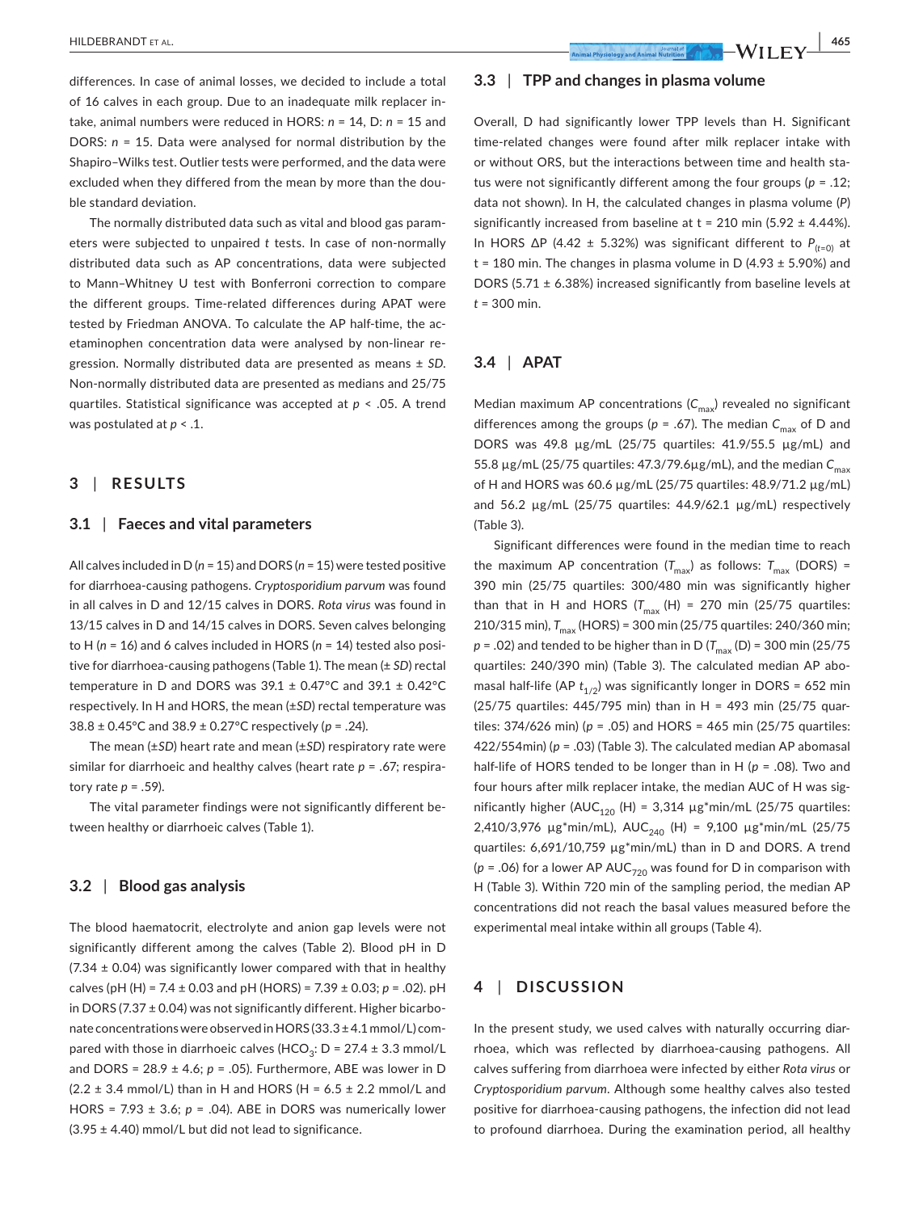differences. In case of animal losses, we decided to include a total of 16 calves in each group. Due to an inadequate milk replacer intake, animal numbers were reduced in HORS: $n = 14$, D: $n = 15$ and DORS: $n = 15$. Data were analysed for normal distribution by the Shapiro–Wilks test. Outlier tests were performed, and the data were excluded when they differed from the mean by more than the double standard deviation.

The normally distributed data such as vital and blood gas parameters were subjected to unpaired *t* tests. In case of non-normally distributed data such as AP concentrations, data were subjected to Mann–Whitney U test with Bonferroni correction to compare the different groups. Time-related differences during APAT were tested by Friedman ANOVA. To calculate the AP half-time, the acetaminophen concentration data were analysed by non-linear regression. Normally distributed data are presented as means ± *SD*. Non-normally distributed data are presented as medians and 25/75 quartiles. Statistical significance was accepted at $p < .05$. A trend was postulated at $p < .1$.

## 3 | RESULTS

### 3.1 | Faeces and vital parameters

All calves included in D ($n = 15$) and DORS ($n = 15$) were tested positive for diarrhoea-causing pathogens. *Cryptosporidium parvum* was found in all calves in D and 12/15 calves in DORS. *Rota virus* was found in 13/15 calves in D and 14/15 calves in DORS. Seven calves belonging to H ($n = 16$) and 6 calves included in HORS ($n = 14$) tested also positive for diarrhoea-causing pathogens (Table 1). The mean (± *SD*) rectal temperature in D and DORS was 39.1 ± 0.47°C and 39.1 ± 0.42°C respectively. In H and HORS, the mean (±*SD*) rectal temperature was 38.8 ± 0.45°C and 38.9 ± 0.27°C respectively ($p = .24$).

The mean (±*SD*) heart rate and mean (±*SD*) respiratory rate were similar for diarrhoeic and healthy calves (heart rate $p = .67$; respiratory rate $p = .59$).

The vital parameter findings were not significantly different between healthy or diarrhoeic calves (Table 1).

### 3.2 | Blood gas analysis

The blood haematocrit, electrolyte and anion gap levels were not significantly different among the calves (Table 2). Blood pH in D (7.34 ± 0.04) was significantly lower compared with that in healthy calves (pH (H) = 7.4 ± 0.03 and pH (HORS) = 7.39 ± 0.03; $p = .02$). pH in DORS (7.37 ± 0.04) was not significantly different. Higher bicarbonate concentrations were observed in HORS (33.3 ± 4.1 mmol/L) compared with those in diarrhoeic calves ($HCO_3$: D = 27.4 ± 3.3 mmol/L and DORS = 28.9 ± 4.6; $p = .05$). Furthermore, ABE was lower in D (2.2 ± 3.4 mmol/L) than in H and HORS (H = 6.5 ± 2.2 mmol/L and HORS = 7.93 ± 3.6; $p = .04$). ABE in DORS was numerically lower (3.95 ± 4.40) mmol/L but did not lead to significance.

### 3.3 | TPP and changes in plasma volume

Overall, D had significantly lower TPP levels than H. Significant time-related changes were found after milk replacer intake with or without ORS, but the interactions between time and health status were not significantly different among the four groups ($p = .12$; data not shown). In H, the calculated changes in plasma volume (*P*) significantly increased from baseline at t = 210 min (5.92 ± 4.44%). In HORS ΔP (4.42 ± 5.32%) was significant different to $P_{(t=0)}$ at t = 180 min. The changes in plasma volume in D (4.93 ± 5.90%) and DORS (5.71 ± 6.38%) increased significantly from baseline levels at *t* = 300 min.

### 3.4 | APAT

Median maximum AP concentrations ($C_{max}$) revealed no significant differences among the groups ($p = .67$). The median $C_{max}$ of D and DORS was 49.8 µg/mL (25/75 quartiles: 41.9/55.5 µg/mL) and 55.8 µg/mL (25/75 quartiles: 47.3/79.6µg/mL), and the median $C_{max}$ of H and HORS was 60.6 µg/mL (25/75 quartiles: 48.9/71.2 µg/mL) and 56.2 µg/mL (25/75 quartiles: 44.9/62.1 µg/mL) respectively (Table 3).

Significant differences were found in the median time to reach the maximum AP concentration ($T_{max}$) as follows: $T_{max}$ (DORS) = 390 min (25/75 quartiles: 300/480 min was significantly higher than that in H and HORS ($T_{max}$ (H) = 270 min (25/75 quartiles: 210/315 min), $T_{max}$ (HORS) = 300 min (25/75 quartiles: 240/360 min; $p = .02$) and tended to be higher than in D ($T_{max}$ (D) = 300 min (25/75 quartiles: 240/390 min) (Table 3). The calculated median AP abomasal half-life (AP $t_{1/2}$) was significantly longer in DORS = 652 min (25/75 quartiles: 445/795 min) than in H = 493 min (25/75 quartiles: 374/626 min) ($p = .05$) and HORS = 465 min (25/75 quartiles: 422/554min) ($p = .03$) (Table 3). The calculated median AP abomasal half-life of HORS tended to be longer than in H ($p = .08$). Two and four hours after milk replacer intake, the median AUC of H was significantly higher ($AUC_{120}$ (H) = 3,314 µg*min/mL (25/75 quartiles: 2,410/3,976 µg*min/mL), $AUC_{240}$ (H) = 9,100 µg*min/mL (25/75 quartiles: 6,691/10,759 µg*min/mL) than in D and DORS. A trend ($p = .06$) for a lower AP $AUC_{720}$ was found for D in comparison with H (Table 3). Within 720 min of the sampling period, the median AP concentrations did not reach the basal values measured before the experimental meal intake within all groups (Table 4).

## 4 | DISCUSSION

In the present study, we used calves with naturally occurring diarrhoea, which was reflected by diarrhoea-causing pathogens. All calves suffering from diarrhoea were infected by either *Rota virus* or *Cryptosporidium parvum*. Although some healthy calves also tested positive for diarrhoea-causing pathogens, the infection did not lead to profound diarrhoea. During the examination period, all healthy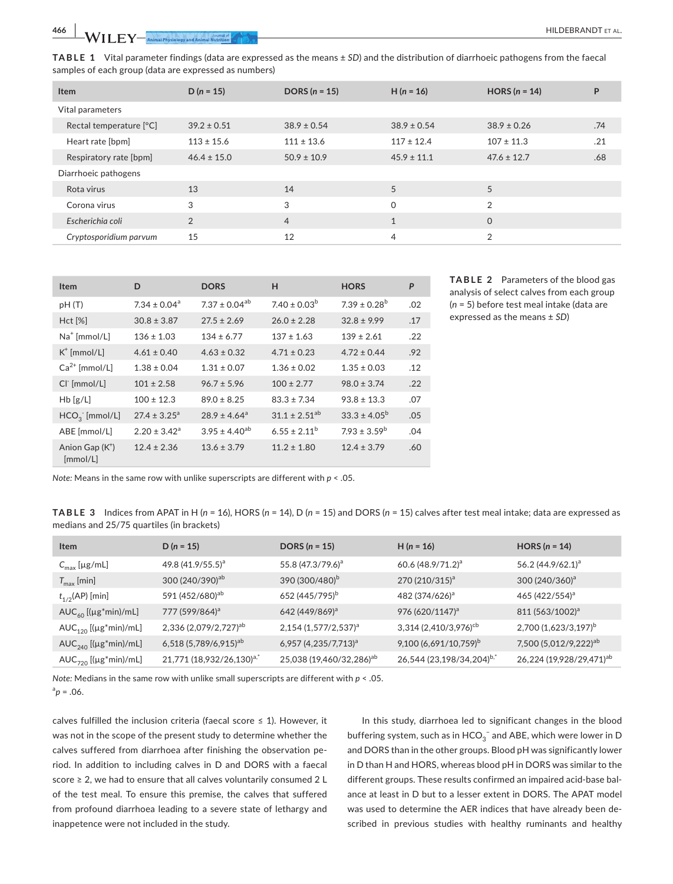**TABLE 1** Vital parameter findings (data are expressed as the means ± *SD*) and the distribution of diarrhoeic pathogens from the faecal samples of each group (data are expressed as numbers)

| Item | D ($n$ = 15) | DORS ($n$ = 15) | H ($n$ = 16) | HORS ($n$ = 14) | P |
|---|---|---|---|---|---|
| Vital parameters | | | | | |
| Rectal temperature [°C] | 39.2 ± 0.51 | 38.9 ± 0.54 | 38.9 ± 0.54 | 38.9 ± 0.26 | .74 |
| Heart rate [bpm] | 113 ± 15.6 | 111 ± 13.6 | 117 ± 12.4 | 107 ± 11.3 | .21 |
| Respiratory rate [bpm] | 46.4 ± 15.0 | 50.9 ± 10.9 | 45.9 ± 11.1 | 47.6 ± 12.7 | .68 |
| Diarrhoeic pathogens | | | | | |
| Rota virus | 13 | 14 | 5 | 5 | |
| Corona virus | 3 | 3 | 0 | 2 | |
| *Escherichia coli* | 2 | 4 | 1 | 0 | |
| *Cryptosporidium parvum* | 15 | 12 | 4 | 2 | |

**TABLE 2** Parameters of the blood gas analysis of select calves from each group ($n$ = 5) before test meal intake (data are expressed as the means ± *SD*)

| Item | D | DORS | H | HORS | P |
|---|---|---|---|---|---|
| pH (T) | 7.34 ± 0.04[a] | 7.37 ± 0.04[ab] | 7.40 ± 0.03[b] | 7.39 ± 0.28[b] | .02 |
| Hct [%] | 30.8 ± 3.87 | 27.5 ± 2.69 | 26.0 ± 2.28 | 32.8 ± 9.99 | .17 |
| $Na^+$ [mmol/L] | 136 ± 1.03 | 134 ± 6.77 | 137 ± 1.63 | 139 ± 2.61 | .22 |
| $K^+$ [mmol/L] | 4.61 ± 0.40 | 4.63 ± 0.32 | 4.71 ± 0.23 | 4.72 ± 0.44 | .92 |
| $Ca^{2+}$ [mmol/L] | 1.38 ± 0.04 | 1.31 ± 0.07 | 1.36 ± 0.02 | 1.35 ± 0.03 | .12 |
| $Cl^-$ [mmol/L] | 101 ± 2.58 | 96.7 ± 5.96 | 100 ± 2.77 | 98.0 ± 3.74 | .22 |
| Hb [g/L] | 100 ± 12.3 | 89.0 ± 8.25 | 83.3 ± 7.34 | 93.8 ± 13.3 | .07 |
| $HCO_3^-$ [mmol/L] | 27.4 ± 3.25[a] | 28.9 ± 4.64[a] | 31.1 ± 2.51[ab] | 33.3 ± 4.05[b] | .05 |
| ABE [mmol/L] | 2.20 ± 3.42[a] | 3.95 ± 4.40[ab] | 6.55 ± 2.11[b] | 7.93 ± 3.59[b] | .04 |
| Anion Gap ($K^+$) [mmol/L] | 12.4 ± 2.36 | 13.6 ± 3.79 | 11.2 ± 1.80 | 12.4 ± 3.79 | .60 |

*Note:* Means in the same row with unlike superscripts are different with $p$ < .05.

**TABLE 3** Indices from APAT in H ($n$ = 16), HORS ($n$ = 14), D ($n$ = 15) and DORS ($n$ = 15) calves after test meal intake; data are expressed as medians and 25/75 quartiles (in brackets)

| Item | D ($n$ = 15) | DORS ($n$ = 15) | H ($n$ = 16) | HORS ($n$ = 14) |
|---|---|---|---|---|
| $C_{max}$ [µg/mL] | 49.8 (41.9/55.5)[a] | 55.8 (47.3/79.6)[a] | 60.6 (48.9/71.2)[a] | 56.2 (44.9/62.1)[a] |
| $T_{max}$ [min] | 300 (240/390)[ab] | 390 (300/480)[b] | 270 (210/315)[a] | 300 (240/360)[a] |
| $t_{1/2}$(AP) [min] | 591 (452/680)[ab] | 652 (445/795)[b] | 482 (374/626)[a] | 465 (422/554)[a] |
| $AUC_{60}$ [(µg*min)/mL] | 777 (599/864)[a] | 642 (449/869)[a] | 976 (620/1147)[a] | 811 (563/1002)[a] |
| $AUC_{120}$ [(µg*min)/mL] | 2,336 (2,079/2,727)[ab] | 2,154 (1,577/2,537)[a] | 3,314 (2,410/3,976)[cb] | 2,700 (1,623/3,197)[b] |
| $AUC_{240}$ [(µg*min)/mL] | 6,518 (5,789/6,915)[ab] | 6,957 (4,235/7,713)[a] | 9,100 (6,691/10,759)[b] | 7,500 (5,012/9,222)[ab] |
| $AUC_{720}$ [(µg*min)/mL] | 21,771 (18,932/26,130)[a,*] | 25,038 (19,460/32,286)[ab] | 26,544 (23,198/34,204)[b,*] | 26,224 (19,928/29,471)[ab] |

*Note:* Medians in the same row with unlike small superscripts are different with $p$ < .05.
[a]$p$ = .06.

calves fulfilled the inclusion criteria (faecal score ≤ 1). However, it was not in the scope of the present study to determine whether the calves suffered from diarrhoea after finishing the observation period. In addition to including calves in D and DORS with a faecal score ≥ 2, we had to ensure that all calves voluntarily consumed 2 L of the test meal. To ensure this premise, the calves that suffered from profound diarrhoea leading to a severe state of lethargy and inappetence were not included in the study.

In this study, diarrhoea led to significant changes in the blood buffering system, such as in $HCO_3^-$ and ABE, which were lower in D and DORS than in the other groups. Blood pH was significantly lower in D than H and HORS, whereas blood pH in DORS was similar to the different groups. These results confirmed an impaired acid-base balance at least in D but to a lesser extent in DORS. The APAT model was used to determine the AER indices that have already been described in previous studies with healthy ruminants and healthy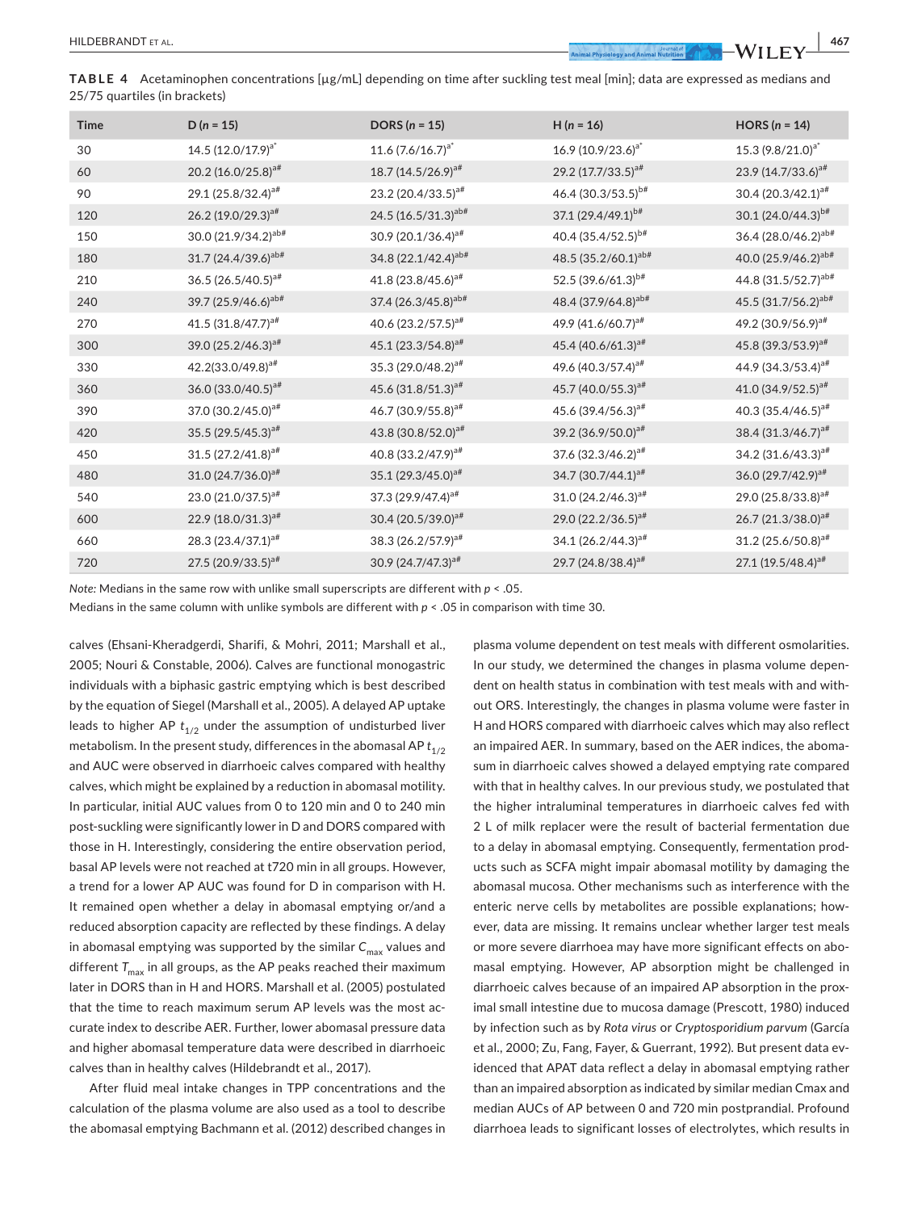**TABLE 4** Acetaminophen concentrations [µg/mL] depending on time after suckling test meal [min]; data are expressed as medians and 25/75 quartiles (in brackets)

| Time | D (n = 15) | DORS (n = 15) | H (n = 16) | HORS (n = 14) |
|---|---|---|---|---|
| 30 | 14.5 (12.0/17.9)[a*] | 11.6 (7.6/16.7)[a*] | 16.9 (10.9/23.6)[a*] | 15.3 (9.8/21.0)[a*] |
| 60 | 20.2 (16.0/25.8)[a#] | 18.7 (14.5/26.9)[a#] | 29.2 (17.7/33.5)[a#] | 23.9 (14.7/33.6)[a#] |
| 90 | 29.1 (25.8/32.4)[a#] | 23.2 (20.4/33.5)[a#] | 46.4 (30.3/53.5)[b#] | 30.4 (20.3/42.1)[a#] |
| 120 | 26.2 (19.0/29.3)[a#] | 24.5 (16.5/31.3)[ab#] | 37.1 (29.4/49.1)[b#] | 30.1 (24.0/44.3)[b#] |
| 150 | 30.0 (21.9/34.2)[ab#] | 30.9 (20.1/36.4)[a#] | 40.4 (35.4/52.5)[b#] | 36.4 (28.0/46.2)[ab#] |
| 180 | 31.7 (24.4/39.6)[ab#] | 34.8 (22.1/42.4)[ab#] | 48.5 (35.2/60.1)[ab#] | 40.0 (25.9/46.2)[ab#] |
| 210 | 36.5 (26.5/40.5)[a#] | 41.8 (23.8/45.6)[a#] | 52.5 (39.6/61.3)[b#] | 44.8 (31.5/52.7)[ab#] |
| 240 | 39.7 (25.9/46.6)[ab#] | 37.4 (26.3/45.8)[ab#] | 48.4 (37.9/64.8)[ab#] | 45.5 (31.7/56.2)[ab#] |
| 270 | 41.5 (31.8/47.7)[a#] | 40.6 (23.2/57.5)[a#] | 49.9 (41.6/60.7)[a#] | 49.2 (30.9/56.9)[a#] |
| 300 | 39.0 (25.2/46.3)[a#] | 45.1 (23.3/54.8)[a#] | 45.4 (40.6/61.3)[a#] | 45.8 (39.3/53.9)[a#] |
| 330 | 42.2(33.0/49.8)[a#] | 35.3 (29.0/48.2)[a#] | 49.6 (40.3/57.4)[a#] | 44.9 (34.3/53.4)[a#] |
| 360 | 36.0 (33.0/40.5)[a#] | 45.6 (31.8/51.3)[a#] | 45.7 (40.0/55.3)[a#] | 41.0 (34.9/52.5)[a#] |
| 390 | 37.0 (30.2/45.0)[a#] | 46.7 (30.9/55.8)[a#] | 45.6 (39.4/56.3)[a#] | 40.3 (35.4/46.5)[a#] |
| 420 | 35.5 (29.5/45.3)[a#] | 43.8 (30.8/52.0)[a#] | 39.2 (36.9/50.0)[a#] | 38.4 (31.3/46.7)[a#] |
| 450 | 31.5 (27.2/41.8)[a#] | 40.8 (33.2/47.9)[a#] | 37.6 (32.3/46.2)[a#] | 34.2 (31.6/43.3)[a#] |
| 480 | 31.0 (24.7/36.0)[a#] | 35.1 (29.3/45.0)[a#] | 34.7 (30.7/44.1)[a#] | 36.0 (29.7/42.9)[a#] |
| 540 | 23.0 (21.0/37.5)[a#] | 37.3 (29.9/47.4)[a#] | 31.0 (24.2/46.3)[a#] | 29.0 (25.8/33.8)[a#] |
| 600 | 22.9 (18.0/31.3)[a#] | 30.4 (20.5/39.0)[a#] | 29.0 (22.2/36.5)[a#] | 26.7 (21.3/38.0)[a#] |
| 660 | 28.3 (23.4/37.1)[a#] | 38.3 (26.2/57.9)[a#] | 34.1 (26.2/44.3)[a#] | 31.2 (25.6/50.8)[a#] |
| 720 | 27.5 (20.9/33.5)[a#] | 30.9 (24.7/47.3)[a#] | 29.7 (24.8/38.4)[a#] | 27.1 (19.5/48.4)[a#] |

*Note:* Medians in the same row with unlike small superscripts are different with $p < .05$.
Medians in the same column with unlike symbols are different with $p < .05$ in comparison with time 30.

calves (Ehsani-Kheradgerdi, Sharifi, & Mohri, 2011; Marshall et al., 2005; Nouri & Constable, 2006). Calves are functional monogastric individuals with a biphasic gastric emptying which is best described by the equation of Siegel (Marshall et al., 2005). A delayed AP uptake leads to higher AP $t_{1/2}$ under the assumption of undisturbed liver metabolism. In the present study, differences in the abomasal AP $t_{1/2}$ and AUC were observed in diarrhoeic calves compared with healthy calves, which might be explained by a reduction in abomasal motility. In particular, initial AUC values from 0 to 120 min and 0 to 240 min post-suckling were significantly lower in D and DORS compared with those in H. Interestingly, considering the entire observation period, basal AP levels were not reached at t720 min in all groups. However, a trend for a lower AP AUC was found for D in comparison with H. It remained open whether a delay in abomasal emptying or/and a reduced absorption capacity are reflected by these findings. A delay in abomasal emptying was supported by the similar $C_{max}$ values and different $T_{max}$ in all groups, as the AP peaks reached their maximum later in DORS than in H and HORS. Marshall et al. (2005) postulated that the time to reach maximum serum AP levels was the most accurate index to describe AER. Further, lower abomasal pressure data and higher abomasal temperature data were described in diarrhoeic calves than in healthy calves (Hildebrandt et al., 2017).

After fluid meal intake changes in TPP concentrations and the calculation of the plasma volume are also used as a tool to describe the abomasal emptying Bachmann et al. (2012) described changes in plasma volume dependent on test meals with different osmolarities. In our study, we determined the changes in plasma volume dependent on health status in combination with test meals with and without ORS. Interestingly, the changes in plasma volume were faster in H and HORS compared with diarrhoeic calves which may also reflect an impaired AER. In summary, based on the AER indices, the abomasum in diarrhoeic calves showed a delayed emptying rate compared with that in healthy calves. In our previous study, we postulated that the higher intraluminal temperatures in diarrhoeic calves fed with 2 L of milk replacer were the result of bacterial fermentation due to a delay in abomasal emptying. Consequently, fermentation products such as SCFA might impair abomasal motility by damaging the abomasal mucosa. Other mechanisms such as interference with the enteric nerve cells by metabolites are possible explanations; however, data are missing. It remains unclear whether larger test meals or more severe diarrhoea may have more significant effects on abomasal emptying. However, AP absorption might be challenged in diarrhoeic calves because of an impaired AP absorption in the proximal small intestine due to mucosa damage (Prescott, 1980) induced by infection such as by *Rota virus* or *Cryptosporidium parvum* (García et al., 2000; Zu, Fang, Fayer, & Guerrant, 1992). But present data evidenced that APAT data reflect a delay in abomasal emptying rather than an impaired absorption as indicated by similar median Cmax and median AUCs of AP between 0 and 720 min postprandial. Profound diarrhoea leads to significant losses of electrolytes, which results in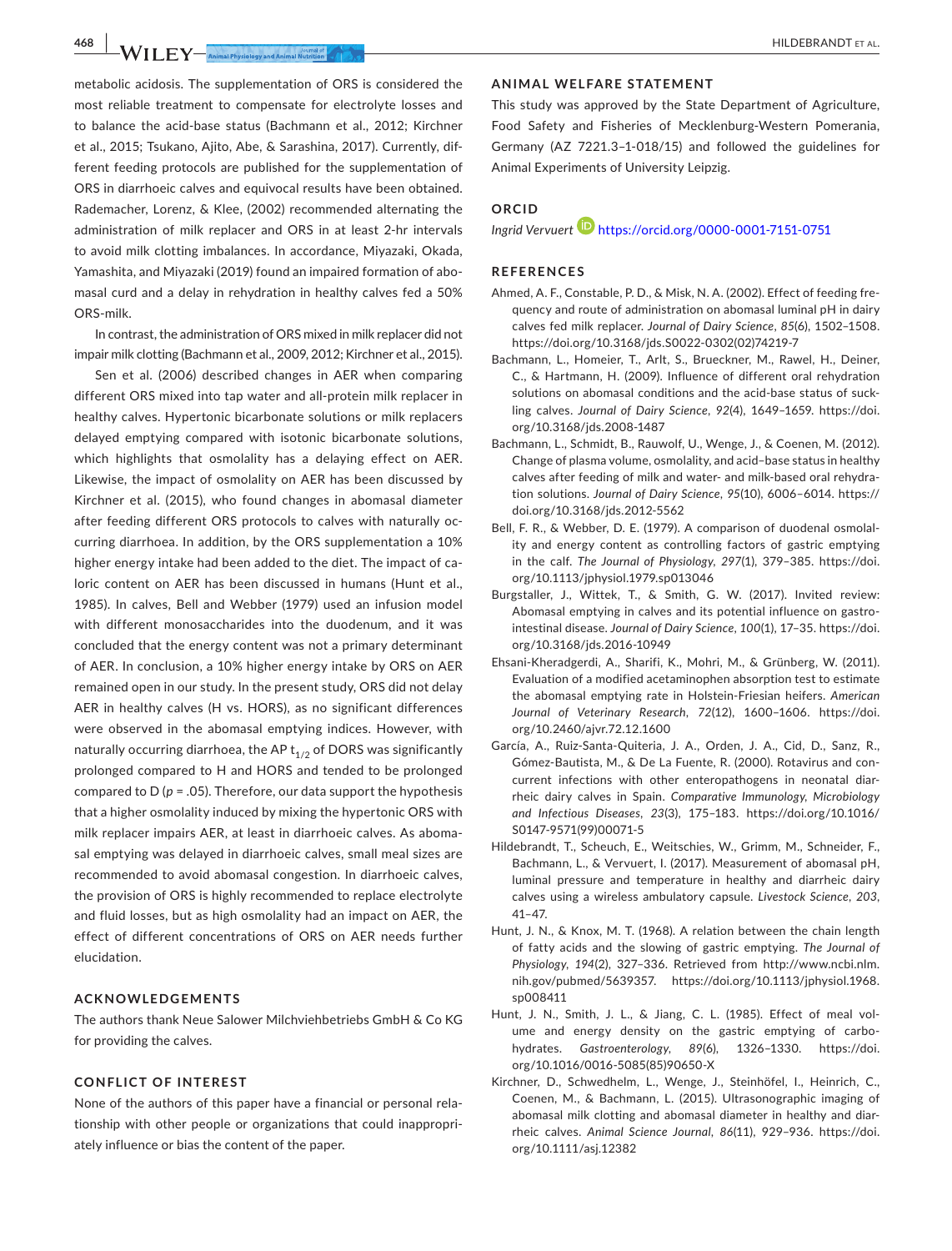metabolic acidosis. The supplementation of ORS is considered the most reliable treatment to compensate for electrolyte losses and to balance the acid-base status (Bachmann et al., 2012; Kirchner et al., 2015; Tsukano, Ajito, Abe, & Sarashina, 2017). Currently, different feeding protocols are published for the supplementation of ORS in diarrhoeic calves and equivocal results have been obtained. Rademacher, Lorenz, & Klee, (2002) recommended alternating the administration of milk replacer and ORS in at least 2-hr intervals to avoid milk clotting imbalances. In accordance, Miyazaki, Okada, Yamashita, and Miyazaki (2019) found an impaired formation of abomasal curd and a delay in rehydration in healthy calves fed a 50% ORS-milk.

In contrast, the administration of ORS mixed in milk replacer did not impair milk clotting (Bachmann et al., 2009, 2012; Kirchner et al., 2015).

Sen et al. (2006) described changes in AER when comparing different ORS mixed into tap water and all-protein milk replacer in healthy calves. Hypertonic bicarbonate solutions or milk replacers delayed emptying compared with isotonic bicarbonate solutions, which highlights that osmolality has a delaying effect on AER. Likewise, the impact of osmolality on AER has been discussed by Kirchner et al. (2015), who found changes in abomasal diameter after feeding different ORS protocols to calves with naturally occurring diarrhoea. In addition, by the ORS supplementation a 10% higher energy intake had been added to the diet. The impact of caloric content on AER has been discussed in humans (Hunt et al., 1985). In calves, Bell and Webber (1979) used an infusion model with different monosaccharides into the duodenum, and it was concluded that the energy content was not a primary determinant of AER. In conclusion, a 10% higher energy intake by ORS on AER remained open in our study. In the present study, ORS did not delay AER in healthy calves (H vs. HORS), as no significant differences were observed in the abomasal emptying indices. However, with naturally occurring diarrhoea, the AP $t_{1/2}$ of DORS was significantly prolonged compared to H and HORS and tended to be prolonged compared to D ($p = .05$). Therefore, our data support the hypothesis that a higher osmolality induced by mixing the hypertonic ORS with milk replacer impairs AER, at least in diarrhoeic calves. As abomasal emptying was delayed in diarrhoeic calves, small meal sizes are recommended to avoid abomasal congestion. In diarrhoeic calves, the provision of ORS is highly recommended to replace electrolyte and fluid losses, but as high osmolality had an impact on AER, the effect of different concentrations of ORS on AER needs further elucidation.

## ACKNOWLEDGEMENTS

The authors thank Neue Salower Milchviehbetriebs GmbH & Co KG for providing the calves.

## CONFLICT OF INTEREST

None of the authors of this paper have a financial or personal relationship with other people or organizations that could inappropriately influence or bias the content of the paper.

## ANIMAL WELFARE STATEMENT

This study was approved by the State Department of Agriculture, Food Safety and Fisheries of Mecklenburg-Western Pomerania, Germany (AZ 7221.3–1-018/15) and followed the guidelines for Animal Experiments of University Leipzig.

## ORCID

*Ingrid Vervuert* https://orcid.org/0000-0001-7151-0751

## REFERENCES

Ahmed, A. F., Constable, P. D., & Misk, N. A. (2002). Effect of feeding frequency and route of administration on abomasal luminal pH in dairy calves fed milk replacer. *Journal of Dairy Science*, *85*(6), 1502–1508. https://doi.org/10.3168/jds.S0022-0302(02)74219-7

Bachmann, L., Homeier, T., Arlt, S., Brueckner, M., Rawel, H., Deiner, C., & Hartmann, H. (2009). Influence of different oral rehydration solutions on abomasal conditions and the acid-base status of suckling calves. *Journal of Dairy Science*, *92*(4), 1649–1659. https://doi.org/10.3168/jds.2008-1487

Bachmann, L., Schmidt, B., Rauwolf, U., Wenge, J., & Coenen, M. (2012). Change of plasma volume, osmolality, and acid–base status in healthy calves after feeding of milk and water- and milk-based oral rehydration solutions. *Journal of Dairy Science*, *95*(10), 6006–6014. https://doi.org/10.3168/jds.2012-5562

Bell, F. R., & Webber, D. E. (1979). A comparison of duodenal osmolality and energy content as controlling factors of gastric emptying in the calf. *The Journal of Physiology*, *297*(1), 379–385. https://doi.org/10.1113/jphysiol.1979.sp013046

Burgstaller, J., Wittek, T., & Smith, G. W. (2017). Invited review: Abomasal emptying in calves and its potential influence on gastrointestinal disease. *Journal of Dairy Science*, *100*(1), 17–35. https://doi.org/10.3168/jds.2016-10949

Ehsani-Kheradgerdi, A., Sharifi, K., Mohri, M., & Grünberg, W. (2011). Evaluation of a modified acetaminophen absorption test to estimate the abomasal emptying rate in Holstein-Friesian heifers. *American Journal of Veterinary Research*, *72*(12), 1600–1606. https://doi.org/10.2460/ajvr.72.12.1600

García, A., Ruiz-Santa-Quiteria, J. A., Orden, J. A., Cid, D., Sanz, R., Gómez-Bautista, M., & De La Fuente, R. (2000). Rotavirus and concurrent infections with other enteropathogens in neonatal diarrheic dairy calves in Spain. *Comparative Immunology, Microbiology and Infectious Diseases*, *23*(3), 175–183. https://doi.org/10.1016/S0147-9571(99)00071-5

Hildebrandt, T., Scheuch, E., Weitschies, W., Grimm, M., Schneider, F., Bachmann, L., & Vervuert, I. (2017). Measurement of abomasal pH, luminal pressure and temperature in healthy and diarrheic dairy calves using a wireless ambulatory capsule. *Livestock Science*, *203*, 41–47.

Hunt, J. N., & Knox, M. T. (1968). A relation between the chain length of fatty acids and the slowing of gastric emptying. *The Journal of Physiology*, *194*(2), 327–336. Retrieved from http://www.ncbi.nlm.nih.gov/pubmed/5639357. https://doi.org/10.1113/jphysiol.1968.sp008411

Hunt, J. N., Smith, J. L., & Jiang, C. L. (1985). Effect of meal volume and energy density on the gastric emptying of carbohydrates. *Gastroenterology*, *89*(6), 1326–1330. https://doi.org/10.1016/0016-5085(85)90650-X

Kirchner, D., Schwedhelm, L., Wenge, J., Steinhöfel, I., Heinrich, C., Coenen, M., & Bachmann, L. (2015). Ultrasonographic imaging of abomasal milk clotting and abomasal diameter in healthy and diarrheic calves. *Animal Science Journal*, *86*(11), 929–936. https://doi.org/10.1111/asj.12382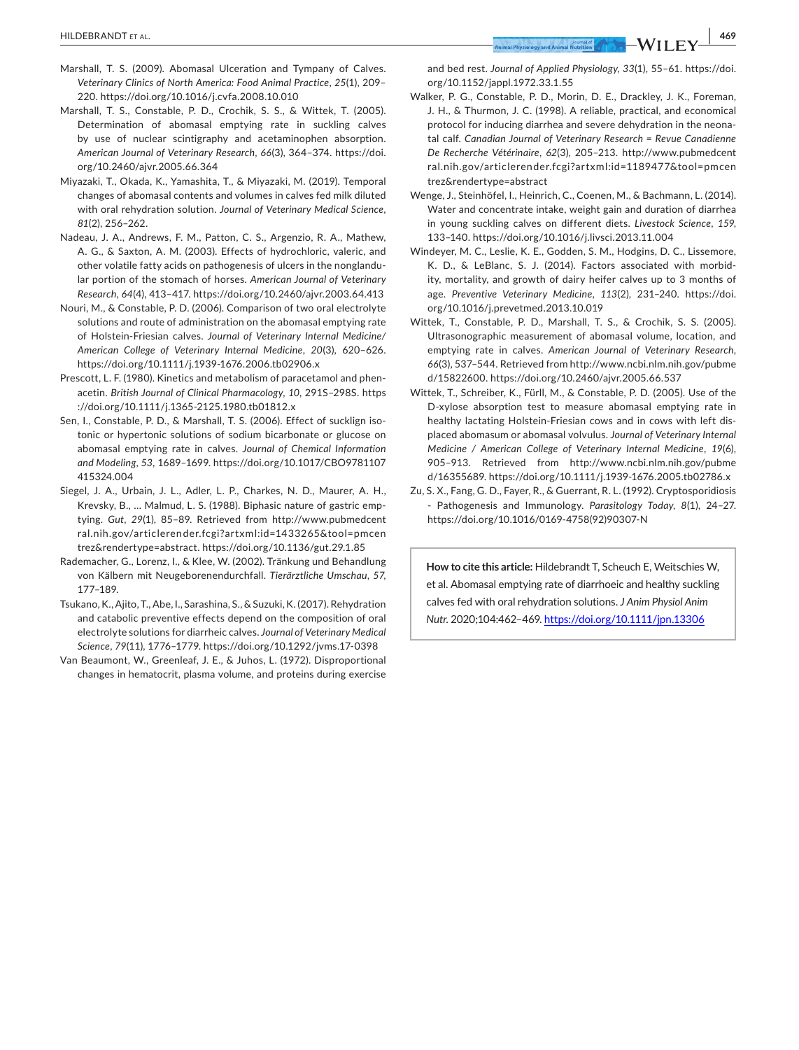Marshall, T. S. (2009). Abomasal Ulceration and Tympany of Calves. *Veterinary Clinics of North America: Food Animal Practice*, *25*(1), 209–220. https://doi.org/10.1016/j.cvfa.2008.10.010

Marshall, T. S., Constable, P. D., Crochik, S. S., & Wittek, T. (2005). Determination of abomasal emptying rate in suckling calves by use of nuclear scintigraphy and acetaminophen absorption. *American Journal of Veterinary Research*, *66*(3), 364–374. https://doi.org/10.2460/ajvr.2005.66.364

Miyazaki, T., Okada, K., Yamashita, T., & Miyazaki, M. (2019). Temporal changes of abomasal contents and volumes in calves fed milk diluted with oral rehydration solution. *Journal of Veterinary Medical Science*, *81*(2), 256–262.

Nadeau, J. A., Andrews, F. M., Patton, C. S., Argenzio, R. A., Mathew, A. G., & Saxton, A. M. (2003). Effects of hydrochloric, valeric, and other volatile fatty acids on pathogenesis of ulcers in the nonglandular portion of the stomach of horses. *American Journal of Veterinary Research*, *64*(4), 413–417. https://doi.org/10.2460/ajvr.2003.64.413

Nouri, M., & Constable, P. D. (2006). Comparison of two oral electrolyte solutions and route of administration on the abomasal emptying rate of Holstein-Friesian calves. *Journal of Veterinary Internal Medicine/ American College of Veterinary Internal Medicine*, *20*(3), 620–626. https://doi.org/10.1111/j.1939-1676.2006.tb02906.x

Prescott, L. F. (1980). Kinetics and metabolism of paracetamol and phenacetin. *British Journal of Clinical Pharmacology*, *10*, 291S–298S. https://doi.org/10.1111/j.1365-2125.1980.tb01812.x

Sen, I., Constable, P. D., & Marshall, T. S. (2006). Effect of sucklign isotonic or hypertonic solutions of sodium bicarbonate or glucose on abomasal emptying rate in calves. *Journal of Chemical Information and Modeling*, *53*, 1689–1699. https://doi.org/10.1017/CBO9781107415324.004

Siegel, J. A., Urbain, J. L., Adler, L. P., Charkes, N. D., Maurer, A. H., Krevsky, B., … Malmud, L. S. (1988). Biphasic nature of gastric emptying. *Gut*, *29*(1), 85–89. Retrieved from http://www.pubmedcentral.nih.gov/articlerender.fcgi?artxml:id=1433265&tool=pmcentrez&rendertype=abstract. https://doi.org/10.1136/gut.29.1.85

Rademacher, G., Lorenz, I., & Klee, W. (2002). Tränkung und Behandlung von Kälbern mit Neugeborenendurchfall. *Tierärztliche Umschau*, *57*, 177–189.

Tsukano, K., Ajito, T., Abe, I., Sarashina, S., & Suzuki, K. (2017). Rehydration and catabolic preventive effects depend on the composition of oral electrolyte solutions for diarrheic calves. *Journal of Veterinary Medical Science*, *79*(11), 1776–1779. https://doi.org/10.1292/jvms.17-0398

Van Beaumont, W., Greenleaf, J. E., & Juhos, L. (1972). Disproportional changes in hematocrit, plasma volume, and proteins during exercise and bed rest. *Journal of Applied Physiology*, *33*(1), 55–61. https://doi.org/10.1152/jappl.1972.33.1.55

Walker, P. G., Constable, P. D., Morin, D. E., Drackley, J. K., Foreman, J. H., & Thurmon, J. C. (1998). A reliable, practical, and economical protocol for inducing diarrhea and severe dehydration in the neonatal calf. *Canadian Journal of Veterinary Research = Revue Canadienne De Recherche Vétérinaire*, *62*(3), 205–213. http://www.pubmedcentral.nih.gov/articlerender.fcgi?artxml:id=1189477&tool=pmcentrez&rendertype=abstract

Wenge, J., Steinhöfel, I., Heinrich, C., Coenen, M., & Bachmann, L. (2014). Water and concentrate intake, weight gain and duration of diarrhea in young suckling calves on different diets. *Livestock Science*, *159*, 133–140. https://doi.org/10.1016/j.livsci.2013.11.004

Windeyer, M. C., Leslie, K. E., Godden, S. M., Hodgins, D. C., Lissemore, K. D., & LeBlanc, S. J. (2014). Factors associated with morbidity, mortality, and growth of dairy heifer calves up to 3 months of age. *Preventive Veterinary Medicine*, *113*(2), 231–240. https://doi.org/10.1016/j.prevetmed.2013.10.019

Wittek, T., Constable, P. D., Marshall, T. S., & Crochik, S. S. (2005). Ultrasonographic measurement of abomasal volume, location, and emptying rate in calves. *American Journal of Veterinary Research*, *66*(3), 537–544. Retrieved from http://www.ncbi.nlm.nih.gov/pubmed/15822600. https://doi.org/10.2460/ajvr.2005.66.537

Wittek, T., Schreiber, K., Fürll, M., & Constable, P. D. (2005). Use of the D-xylose absorption test to measure abomasal emptying rate in healthy lactating Holstein-Friesian cows and in cows with left displaced abomasum or abomasal volvulus. *Journal of Veterinary Internal Medicine / American College of Veterinary Internal Medicine*, *19*(6), 905–913. Retrieved from http://www.ncbi.nlm.nih.gov/pubmed/16355689. https://doi.org/10.1111/j.1939-1676.2005.tb02786.x

Zu, S. X., Fang, G. D., Fayer, R., & Guerrant, R. L. (1992). Cryptosporidiosis - Pathogenesis and Immunology. *Parasitology Today*, *8*(1), 24–27. https://doi.org/10.1016/0169-4758(92)90307-N

**How to cite this article:** Hildebrandt T, Scheuch E, Weitschies W, et al. Abomasal emptying rate of diarrhoeic and healthy suckling calves fed with oral rehydration solutions. *J Anim Physiol Anim Nutr*. 2020;104:462–469. https://doi.org/10.1111/jpn.13306